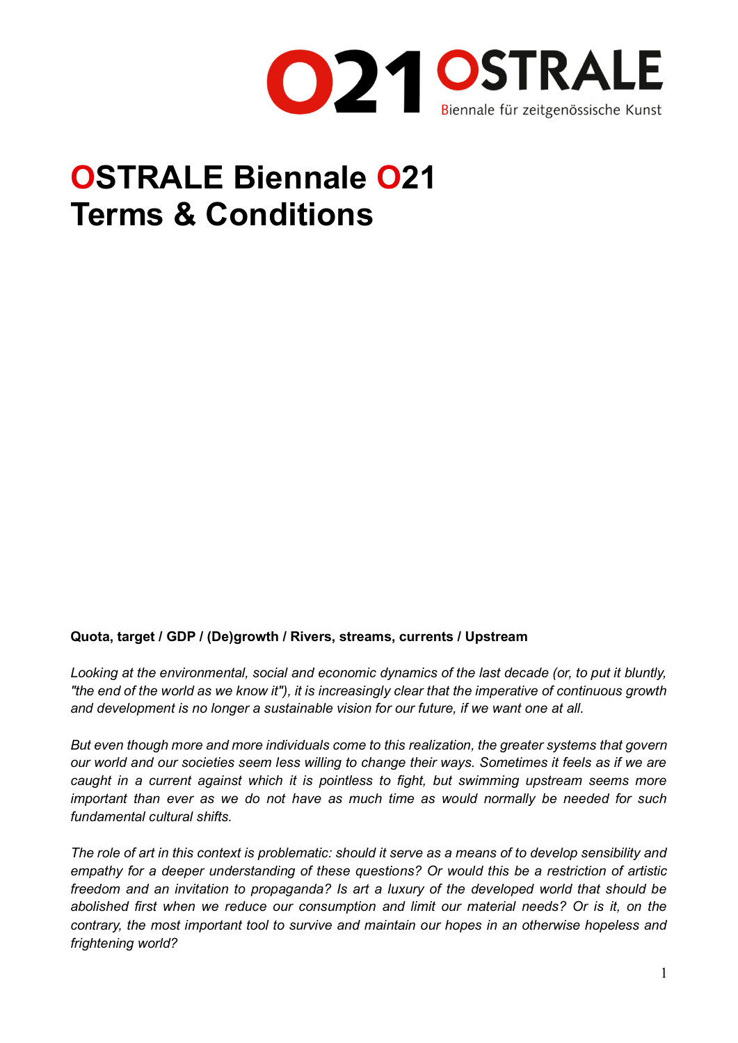O21 OSTRALE
Biennale für zeitgenössische Kunst

# OSTRALE Biennale O21 Terms & Conditions

**Quota, target / GDP / (De)growth / Rivers, streams, currents / Upstream**

*Looking at the environmental, social and economic dynamics of the last decade (or, to put it bluntly, "the end of the world as we know it"), it is increasingly clear that the imperative of continuous growth and development is no longer a sustainable vision for our future, if we want one at all.*

*But even though more and more individuals come to this realization, the greater systems that govern our world and our societies seem less willing to change their ways. Sometimes it feels as if we are caught in a current against which it is pointless to fight, but swimming upstream seems more important than ever as we do not have as much time as would normally be needed for such fundamental cultural shifts.*

*The role of art in this context is problematic: should it serve as a means of to develop sensibility and empathy for a deeper understanding of these questions? Or would this be a restriction of artistic freedom and an invitation to propaganda? Is art a luxury of the developed world that should be abolished first when we reduce our consumption and limit our material needs? Or is it, on the contrary, the most important tool to survive and maintain our hopes in an otherwise hopeless and frightening world?*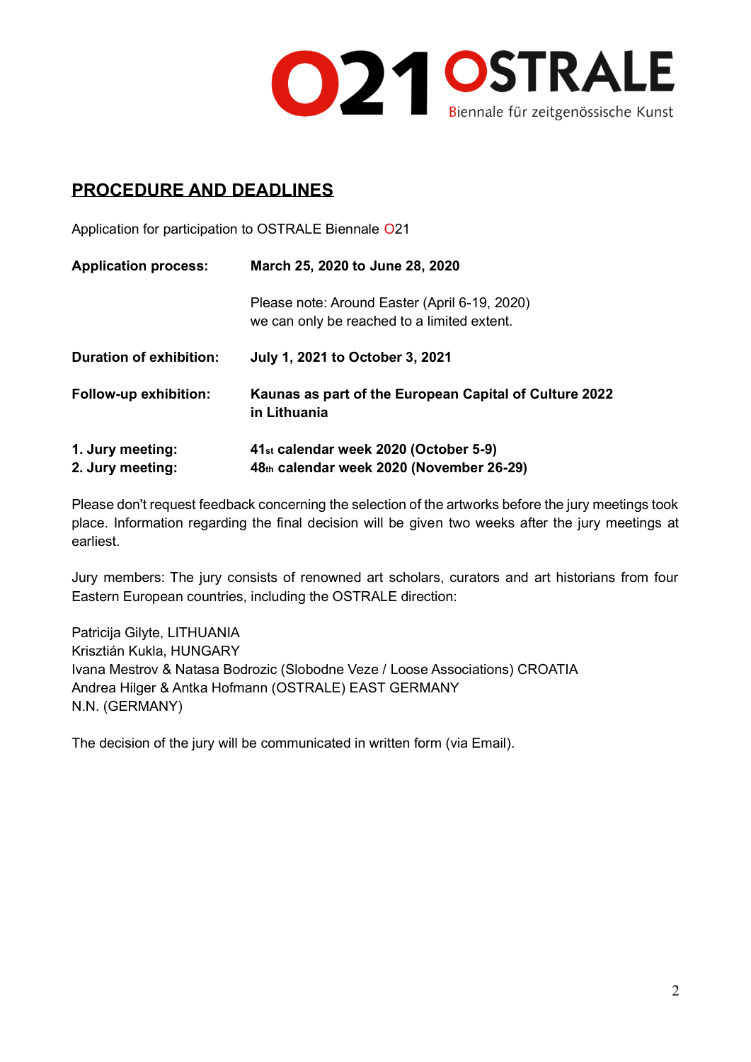## PROCEDURE AND DEADLINES

Application for participation to OSTRALE Biennale O21

| | |
|---|---|
| **Application process:** | **March 25, 2020 to June 28, 2020** |
| | Please note: Around Easter (April 6-19, 2020) we can only be reached to a limited extent. |
| **Duration of exhibition:** | **July 1, 2021 to October 3, 2021** |
| **Follow-up exhibition:** | **Kaunas as part of the European Capital of Culture 2022 in Lithuania** |
| **1. Jury meeting:** | **41st calendar week 2020 (October 5-9)** |
| **2. Jury meeting:** | **48th calendar week 2020 (November 26-29)** |

Please don't request feedback concerning the selection of the artworks before the jury meetings took place. Information regarding the final decision will be given two weeks after the jury meetings at earliest.

Jury members: The jury consists of renowned art scholars, curators and art historians from four Eastern European countries, including the OSTRALE direction:

Patricija Gilyte, LITHUANIA  
Krisztián Kukla, HUNGARY  
Ivana Mestrov & Natasa Bodrozic (Slobodne Veze / Loose Associations) CROATIA  
Andrea Hilger & Antka Hofmann (OSTRALE) EAST GERMANY  
N.N. (GERMANY)

The decision of the jury will be communicated in written form (via Email).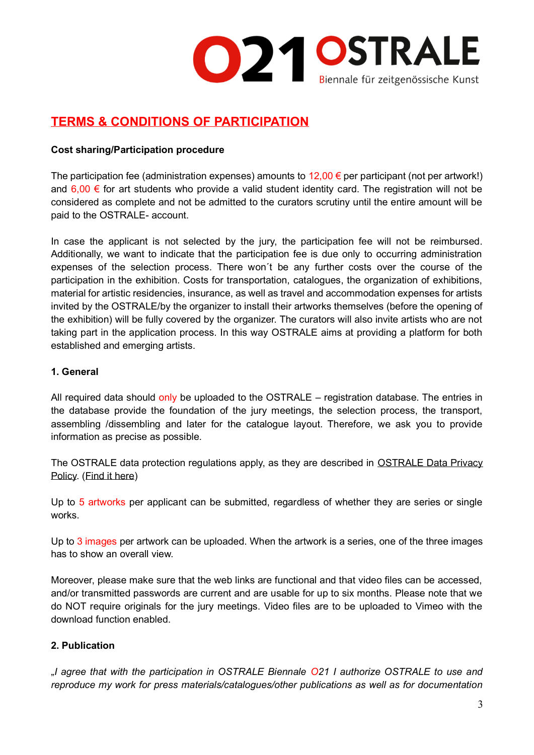O21 OSTRALE
Biennale für zeitgenössische Kunst

# TERMS & CONDITIONS OF PARTICIPATION

**Cost sharing/Participation procedure**

The participation fee (administration expenses) amounts to 12,00 € per participant (not per artwork!) and 6,00 € for art students who provide a valid student identity card. The registration will not be considered as complete and not be admitted to the curators scrutiny until the entire amount will be paid to the OSTRALE- account.

In case the applicant is not selected by the jury, the participation fee will not be reimbursed. Additionally, we want to indicate that the participation fee is due only to occurring administration expenses of the selection process. There won´t be any further costs over the course of the participation in the exhibition. Costs for transportation, catalogues, the organization of exhibitions, material for artistic residencies, insurance, as well as travel and accommodation expenses for artists invited by the OSTRALE/by the organizer to install their artworks themselves (before the opening of the exhibition) will be fully covered by the organizer. The curators will also invite artists who are not taking part in the application process. In this way OSTRALE aims at providing a platform for both established and emerging artists.

**1. General**

All required data should only be uploaded to the OSTRALE – registration database. The entries in the database provide the foundation of the jury meetings, the selection process, the transport, assembling /dissembling and later for the catalogue layout. Therefore, we ask you to provide information as precise as possible.

The OSTRALE data protection regulations apply, as they are described in OSTRALE Data Privacy Policy. (Find it here)

Up to 5 artworks per applicant can be submitted, regardless of whether they are series or single works.

Up to 3 images per artwork can be uploaded. When the artwork is a series, one of the three images has to show an overall view.

Moreover, please make sure that the web links are functional and that video files can be accessed, and/or transmitted passwords are current and are usable for up to six months. Please note that we do NOT require originals for the jury meetings. Video files are to be uploaded to Vimeo with the download function enabled.

**2. Publication**

*„I agree that with the participation in OSTRALE Biennale O21 I authorize OSTRALE to use and reproduce my work for press materials/catalogues/other publications as well as for documentation*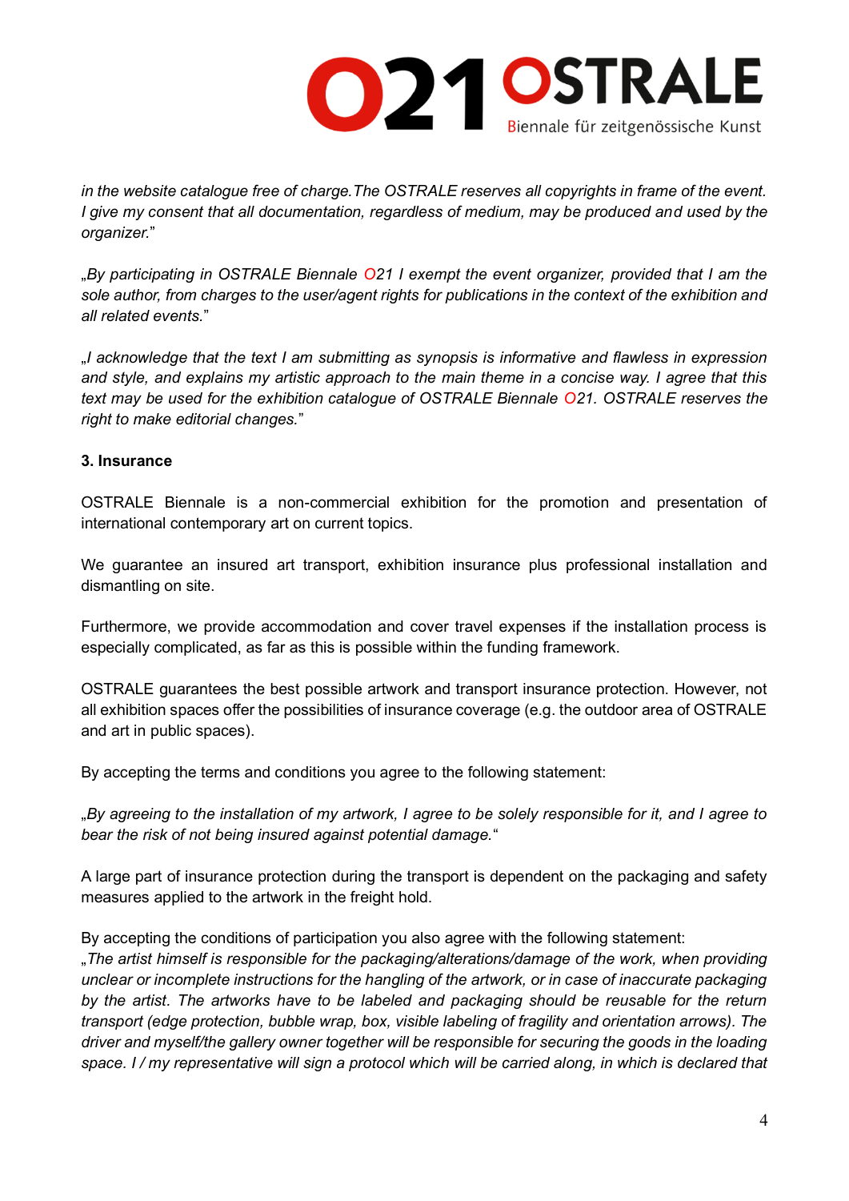*in the website catalogue free of charge.The OSTRALE reserves all copyrights in frame of the event. I give my consent that all documentation, regardless of medium, may be produced and used by the organizer.*"

„*By participating in OSTRALE Biennale O21 I exempt the event organizer, provided that I am the sole author, from charges to the user/agent rights for publications in the context of the exhibition and all related events.*"

„*I acknowledge that the text I am submitting as synopsis is informative and flawless in expression and style, and explains my artistic approach to the main theme in a concise way. I agree that this text may be used for the exhibition catalogue of OSTRALE Biennale O21. OSTRALE reserves the right to make editorial changes.*"

**3. Insurance**

OSTRALE Biennale is a non-commercial exhibition for the promotion and presentation of international contemporary art on current topics.

We guarantee an insured art transport, exhibition insurance plus professional installation and dismantling on site.

Furthermore, we provide accommodation and cover travel expenses if the installation process is especially complicated, as far as this is possible within the funding framework.

OSTRALE guarantees the best possible artwork and transport insurance protection. However, not all exhibition spaces offer the possibilities of insurance coverage (e.g. the outdoor area of OSTRALE and art in public spaces).

By accepting the terms and conditions you agree to the following statement:

„*By agreeing to the installation of my artwork, I agree to be solely responsible for it, and I agree to bear the risk of not being insured against potential damage.*"

A large part of insurance protection during the transport is dependent on the packaging and safety measures applied to the artwork in the freight hold.

By accepting the conditions of participation you also agree with the following statement:
„*The artist himself is responsible for the packaging/alterations/damage of the work, when providing unclear or incomplete instructions for the hanging of the artwork, or in case of inaccurate packaging by the artist. The artworks have to be labeled and packaging should be reusable for the return transport (edge protection, bubble wrap, box, visible labeling of fragility and orientation arrows). The driver and myself/the gallery owner together will be responsible for securing the goods in the loading space. I / my representative will sign a protocol which will be carried along, in which is declared that*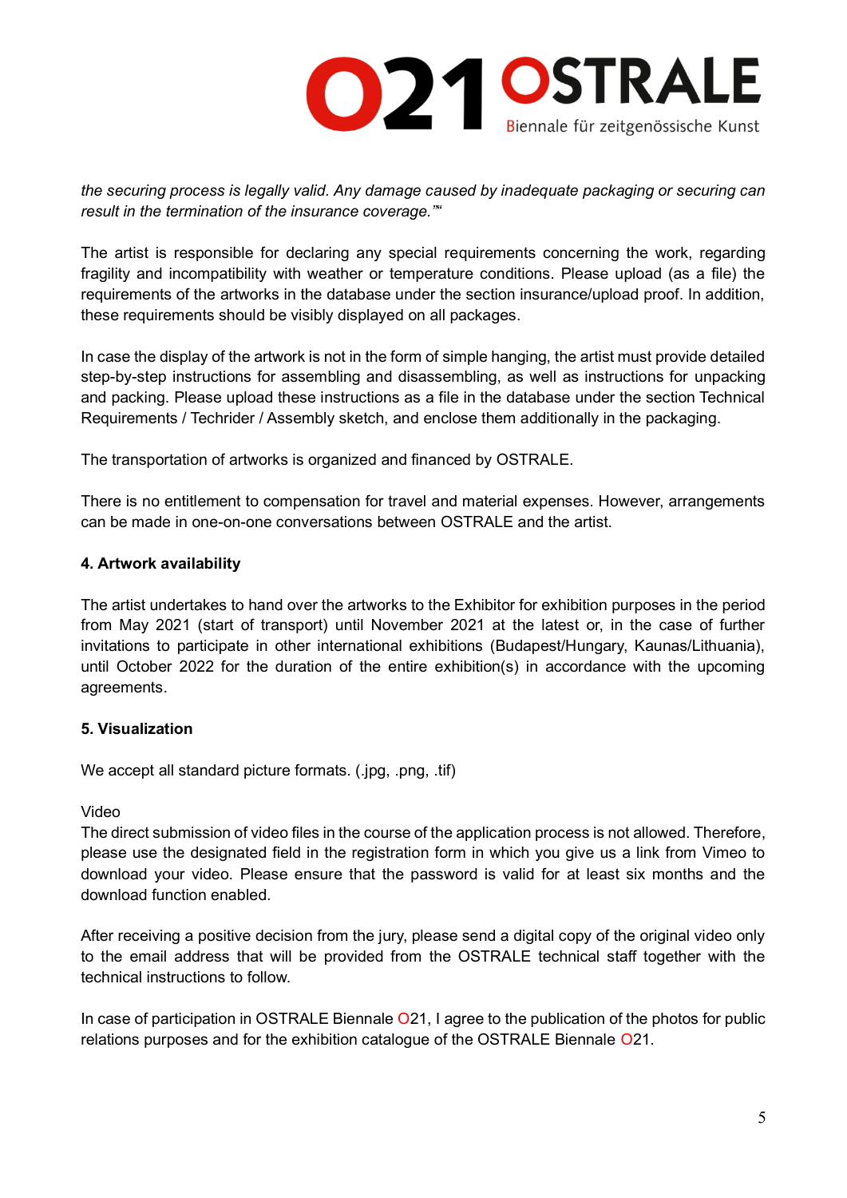*the securing process is legally valid. Any damage caused by inadequate packaging or securing can result in the termination of the insurance coverage."*

The artist is responsible for declaring any special requirements concerning the work, regarding fragility and incompatibility with weather or temperature conditions. Please upload (as a file) the requirements of the artworks in the database under the section insurance/upload proof. In addition, these requirements should be visibly displayed on all packages.

In case the display of the artwork is not in the form of simple hanging, the artist must provide detailed step-by-step instructions for assembling and disassembling, as well as instructions for unpacking and packing. Please upload these instructions as a file in the database under the section Technical Requirements / Techrider / Assembly sketch, and enclose them additionally in the packaging.

The transportation of artworks is organized and financed by OSTRALE.

There is no entitlement to compensation for travel and material expenses. However, arrangements can be made in one-on-one conversations between OSTRALE and the artist.

**4. Artwork availability**

The artist undertakes to hand over the artworks to the Exhibitor for exhibition purposes in the period from May 2021 (start of transport) until November 2021 at the latest or, in the case of further invitations to participate in other international exhibitions (Budapest/Hungary, Kaunas/Lithuania), until October 2022 for the duration of the entire exhibition(s) in accordance with the upcoming agreements.

**5. Visualization**

We accept all standard picture formats. (.jpg, .png, .tif)

Video
The direct submission of video files in the course of the application process is not allowed. Therefore, please use the designated field in the registration form in which you give us a link from Vimeo to download your video. Please ensure that the password is valid for at least six months and the download function enabled.

After receiving a positive decision from the jury, please send a digital copy of the original video only to the email address that will be provided from the OSTRALE technical staff together with the technical instructions to follow.

In case of participation in OSTRALE Biennale O21, I agree to the publication of the photos for public relations purposes and for the exhibition catalogue of the OSTRALE Biennale O21.